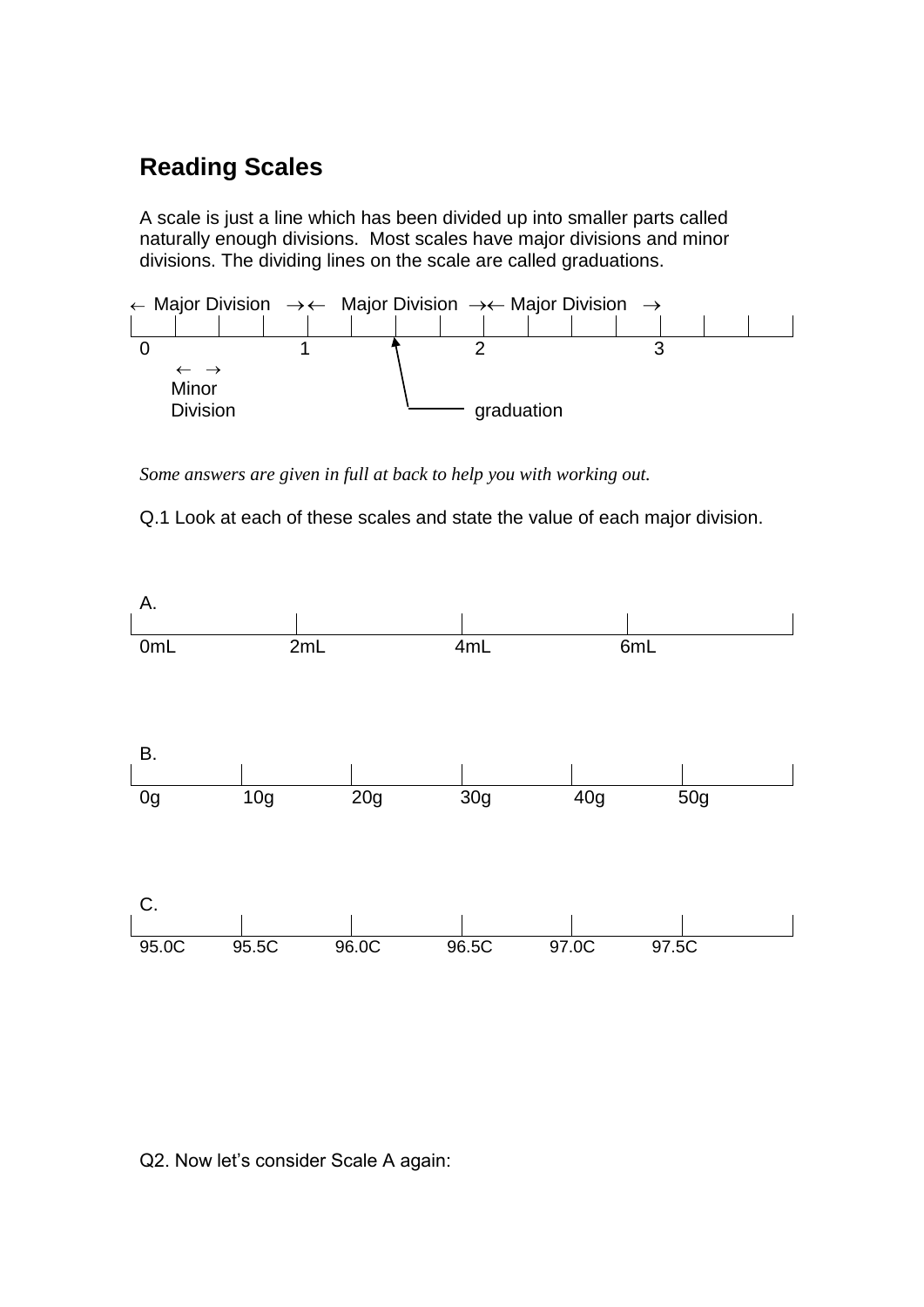## Reading Scales

A scale is just a line which has been divided up into smaller parts called naturally enough divisions. Most scales have major divisions and minor divisions. The dividing lines on the scale are called graduations.

← Major Division →← Major Division →← Major Division →

0 1 2 3

← → Minor Division

graduation

*Some answers are given in full at back to help you with working out.*

Q.1 Look at each of these scales and state the value of each major division.

A.

0mL 2mL 4mL 6mL

B.

0g 10g 20g 30g 40g 50g

C.

95.0C 95.5C 96.0C 96.5C 97.0C 97.5C

Q2. Now let's consider Scale A again: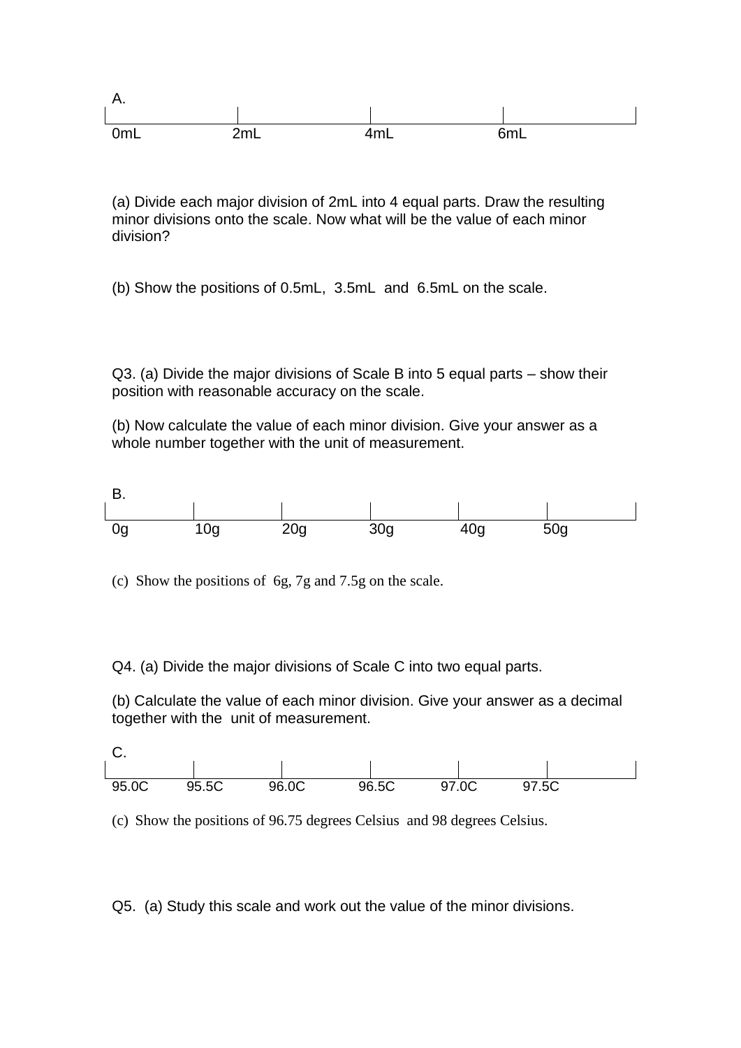A.

0mL 2mL 4mL 6mL

(a) Divide each major division of 2mL into 4 equal parts. Draw the resulting minor divisions onto the scale. Now what will be the value of each minor division?

(b) Show the positions of 0.5mL, 3.5mL and 6.5mL on the scale.

Q3. (a) Divide the major divisions of Scale B into 5 equal parts – show their position with reasonable accuracy on the scale.

(b) Now calculate the value of each minor division. Give your answer as a whole number together with the unit of measurement.

B.

0g 10g 20g 30g 40g 50g

(c) Show the positions of 6g, 7g and 7.5g on the scale.

Q4. (a) Divide the major divisions of Scale C into two equal parts.

(b) Calculate the value of each minor division. Give your answer as a decimal together with the unit of measurement.

C.

95.0C 95.5C 96.0C 96.5C 97.0C 97.5C

(c) Show the positions of 96.75 degrees Celsius and 98 degrees Celsius.

Q5. (a) Study this scale and work out the value of the minor divisions.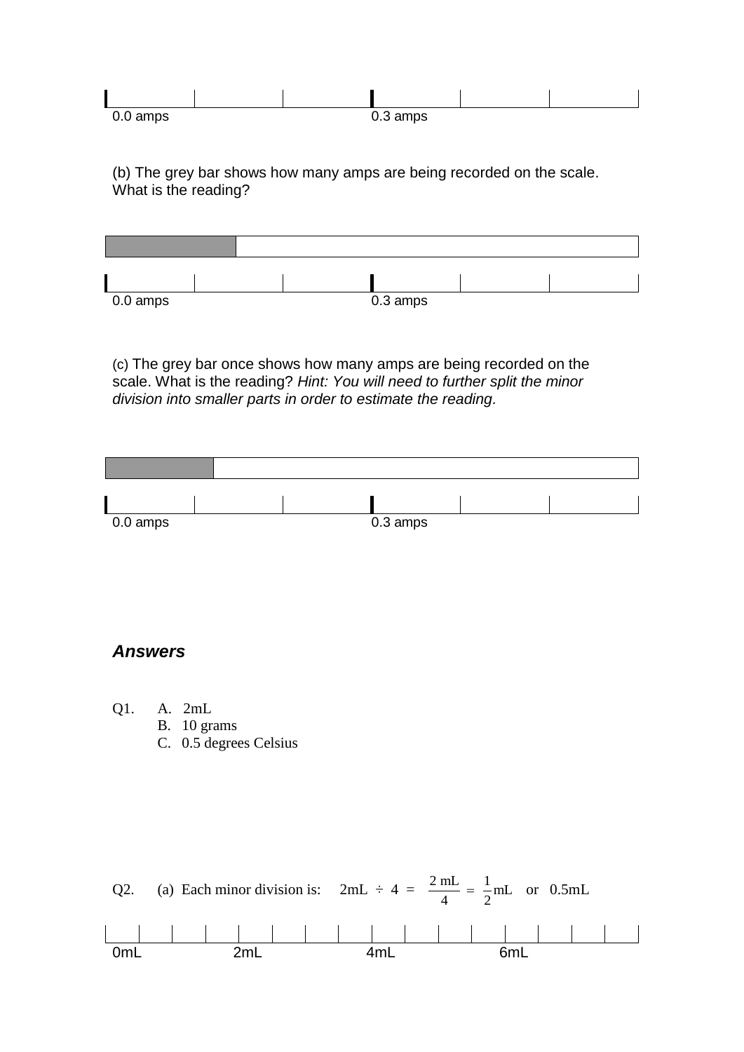0.0 amps                                        0.3 amps

(b) The grey bar shows how many amps are being recorded on the scale. What is the reading?

0.0 amps                                        0.3 amps

(c) The grey bar once shows how many amps are being recorded on the scale. What is the reading? *Hint: You will need to further split the minor division into smaller parts in order to estimate the reading.*

0.0 amps                                        0.3 amps

## *Answers*

Q1.
- A. 2mL
- B. 10 grams
- C. 0.5 degrees Celsius

Q2. (a) Each minor division is: $2\text{mL} \div 4 = \frac{2\text{ mL}}{4} = \frac{1}{2}\text{mL}$ or 0.5mL

0mL          2mL          4mL          6mL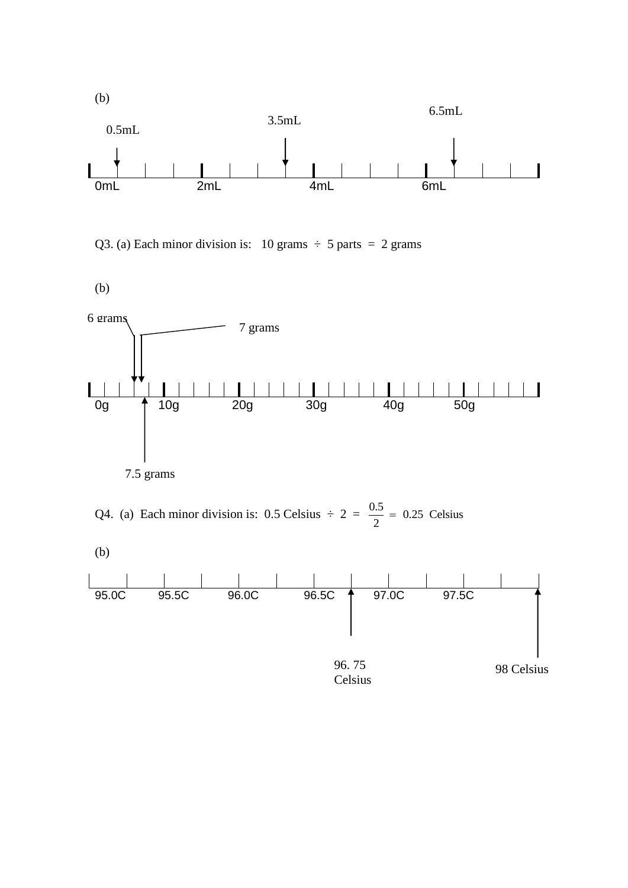(b)

0.5mL

3.5mL

6.5mL

0mL 2mL 4mL 6mL

Q3. (a) Each minor division is: 10 grams ÷ 5 parts = 2 grams

(b)

6 grams

7 grams

0g 10g 20g 30g 40g 50g

7.5 grams

Q4. (a) Each minor division is: 0.5 Celsius ÷ 2 = $\frac{0.5}{2}$ = 0.25 Celsius

(b)

95.0C 95.5C 96.0C 96.5C 97.0C 97.5C

96. 75 Celsius

98 Celsius